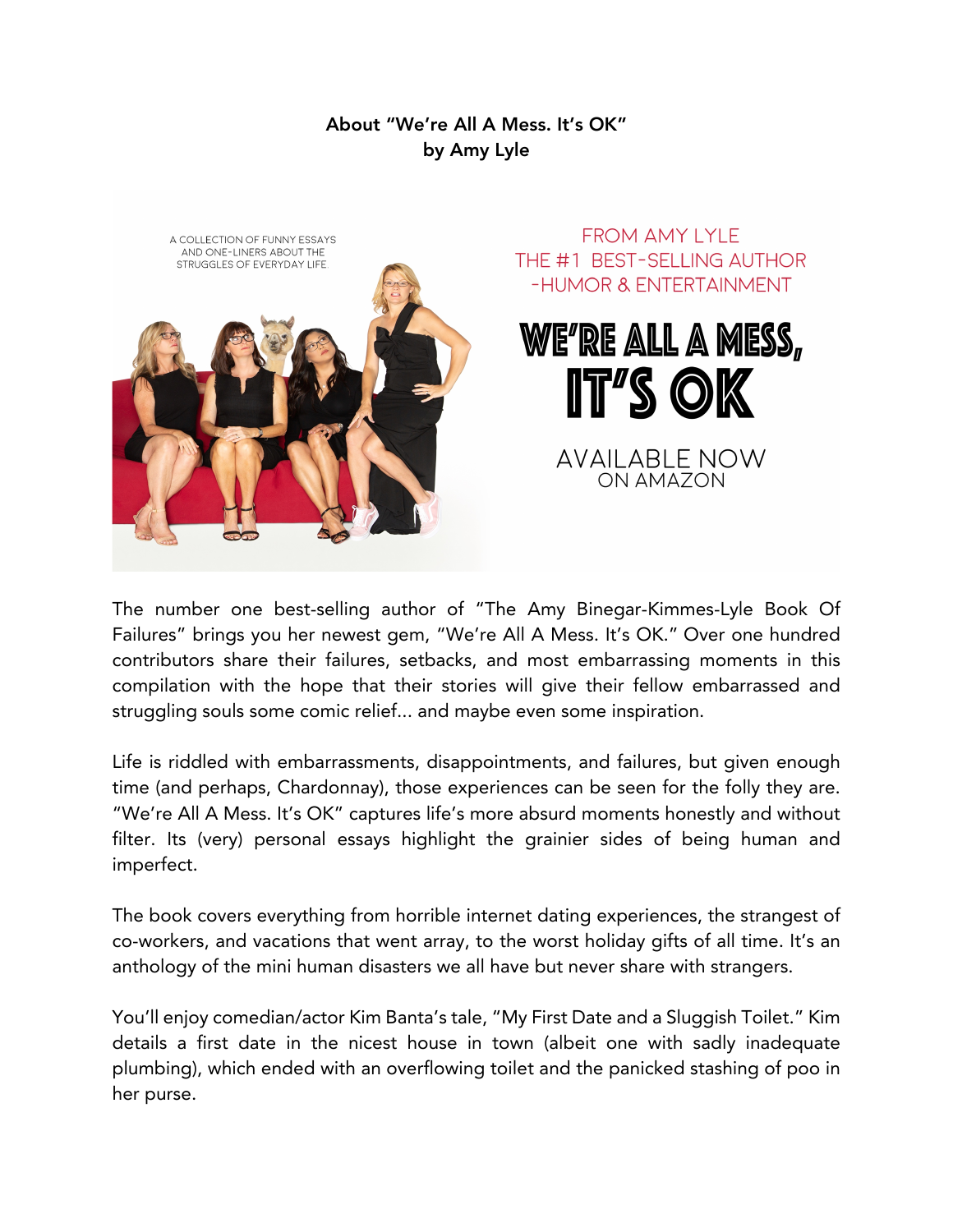**About "We're All A Mess. It's OK"**
**by Amy Lyle**

A COLLECTION OF FUNNY ESSAYS AND ONE-LINERS ABOUT THE STRUGGLES OF EVERYDAY LIFE

FROM AMY LYLE
THE #1 BEST-SELLING AUTHOR
-HUMOR & ENTERTAINMENT

# WE'RE ALL A MESS, IT'S OK

AVAILABLE NOW
ON AMAZON

The number one best-selling author of "The Amy Binegar-Kimmes-Lyle Book Of Failures" brings you her newest gem, "We're All A Mess. It's OK." Over one hundred contributors share their failures, setbacks, and most embarrassing moments in this compilation with the hope that their stories will give their fellow embarrassed and struggling souls some comic relief... and maybe even some inspiration.

Life is riddled with embarrassments, disappointments, and failures, but given enough time (and perhaps, Chardonnay), those experiences can be seen for the folly they are. "We're All A Mess. It's OK" captures life's more absurd moments honestly and without filter. Its (very) personal essays highlight the grainier sides of being human and imperfect.

The book covers everything from horrible internet dating experiences, the strangest of co-workers, and vacations that went array, to the worst holiday gifts of all time. It's an anthology of the mini human disasters we all have but never share with strangers.

You'll enjoy comedian/actor Kim Banta's tale, "My First Date and a Sluggish Toilet." Kim details a first date in the nicest house in town (albeit one with sadly inadequate plumbing), which ended with an overflowing toilet and the panicked stashing of poo in her purse.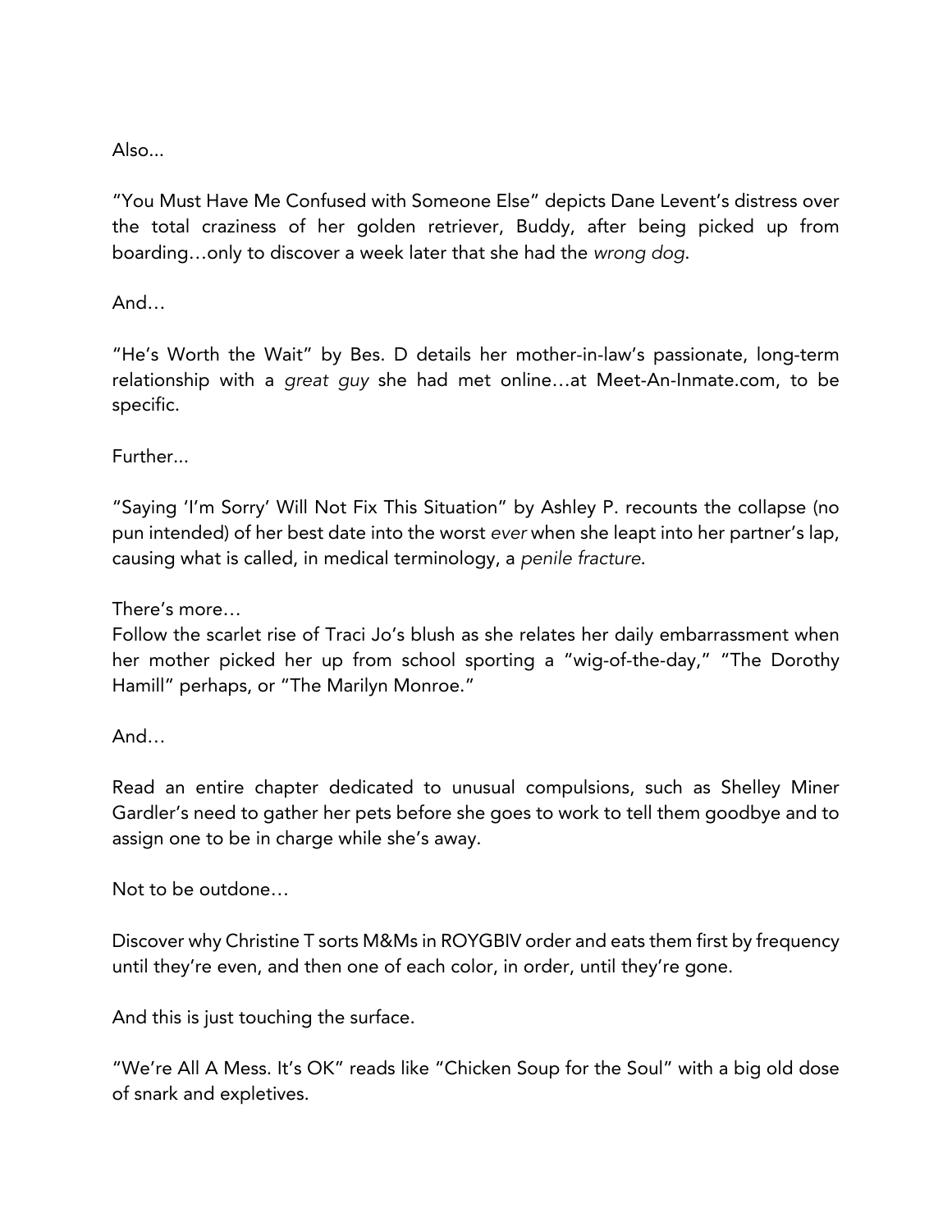Also...

"You Must Have Me Confused with Someone Else" depicts Dane Levent's distress over the total craziness of her golden retriever, Buddy, after being picked up from boarding…only to discover a week later that she had the *wrong dog*.

And…

"He's Worth the Wait" by Bes. D details her mother-in-law's passionate, long-term relationship with a *great guy* she had met online…at Meet-An-Inmate.com, to be specific.

Further...

"Saying 'I'm Sorry' Will Not Fix This Situation" by Ashley P. recounts the collapse (no pun intended) of her best date into the worst *ever* when she leapt into her partner's lap, causing what is called, in medical terminology, a *penile fracture*.

There's more…

Follow the scarlet rise of Traci Jo's blush as she relates her daily embarrassment when her mother picked her up from school sporting a "wig-of-the-day," "The Dorothy Hamill" perhaps, or "The Marilyn Monroe."

And…

Read an entire chapter dedicated to unusual compulsions, such as Shelley Miner Gardler's need to gather her pets before she goes to work to tell them goodbye and to assign one to be in charge while she's away.

Not to be outdone…

Discover why Christine T sorts M&Ms in ROYGBIV order and eats them first by frequency until they're even, and then one of each color, in order, until they're gone.

And this is just touching the surface.

"We're All A Mess. It's OK" reads like "Chicken Soup for the Soul" with a big old dose of snark and expletives.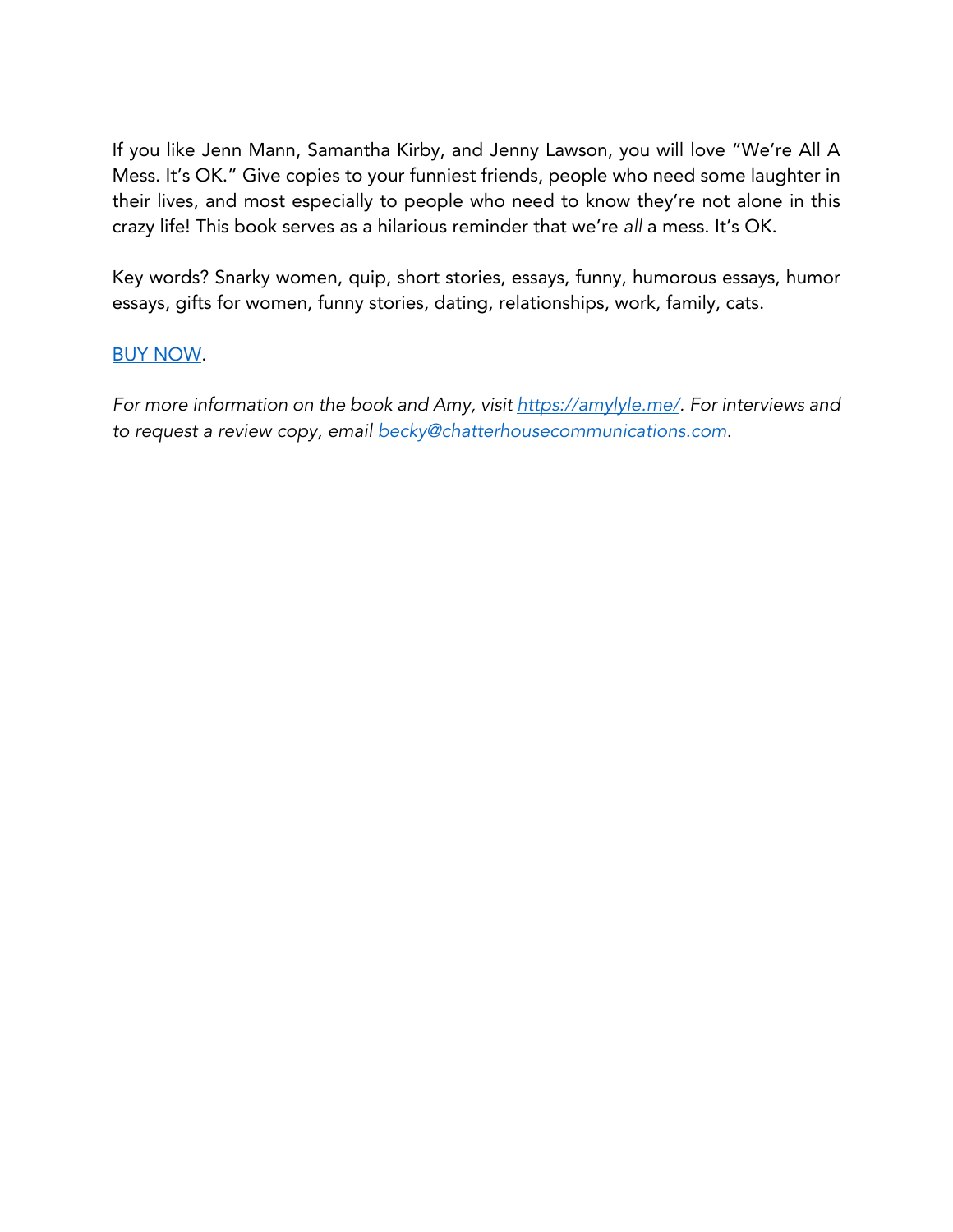If you like Jenn Mann, Samantha Kirby, and Jenny Lawson, you will love "We're All A Mess. It's OK." Give copies to your funniest friends, people who need some laughter in their lives, and most especially to people who need to know they're not alone in this crazy life! This book serves as a hilarious reminder that we're *all* a mess. It's OK.

Key words? Snarky women, quip, short stories, essays, funny, humorous essays, humor essays, gifts for women, funny stories, dating, relationships, work, family, cats.

BUY NOW.

*For more information on the book and Amy, visit https://amylyle.me/. For interviews and to request a review copy, email becky@chatterhousecommunications.com.*